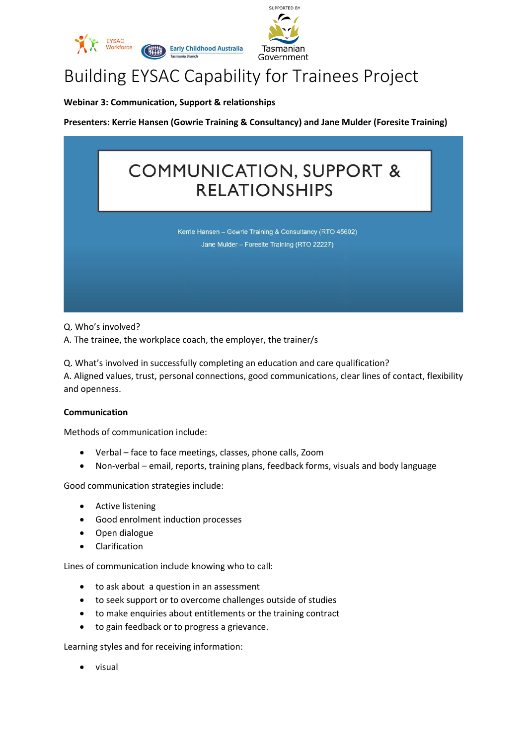SUPPORTED BY

EYSAC Workforce

Early Childhood Australia
Tasmania Branch

Tasmanian Government

# Building EYSAC Capability for Trainees Project

**Webinar 3: Communication, Support & relationships**

**Presenters: Kerrie Hansen (Gowrie Training & Consultancy) and Jane Mulder (Foresite Training)**

COMMUNICATION, SUPPORT & RELATIONSHIPS

Kerrie Hansen – Gowrie Training & Consultancy (RTO 45602)
Jane Mulder – Foresite Training (RTO 22227)

Q. Who's involved?
A. The trainee, the workplace coach, the employer, the trainer/s

Q. What's involved in successfully completing an education and care qualification?
A. Aligned values, trust, personal connections, good communications, clear lines of contact, flexibility and openness.

**Communication**

Methods of communication include:

- Verbal – face to face meetings, classes, phone calls, Zoom
- Non-verbal – email, reports, training plans, feedback forms, visuals and body language

Good communication strategies include:

- Active listening
- Good enrolment induction processes
- Open dialogue
- Clarification

Lines of communication include knowing who to call:

- to ask about a question in an assessment
- to seek support or to overcome challenges outside of studies
- to make enquiries about entitlements or the training contract
- to gain feedback or to progress a grievance.

Learning styles and for receiving information:

- visual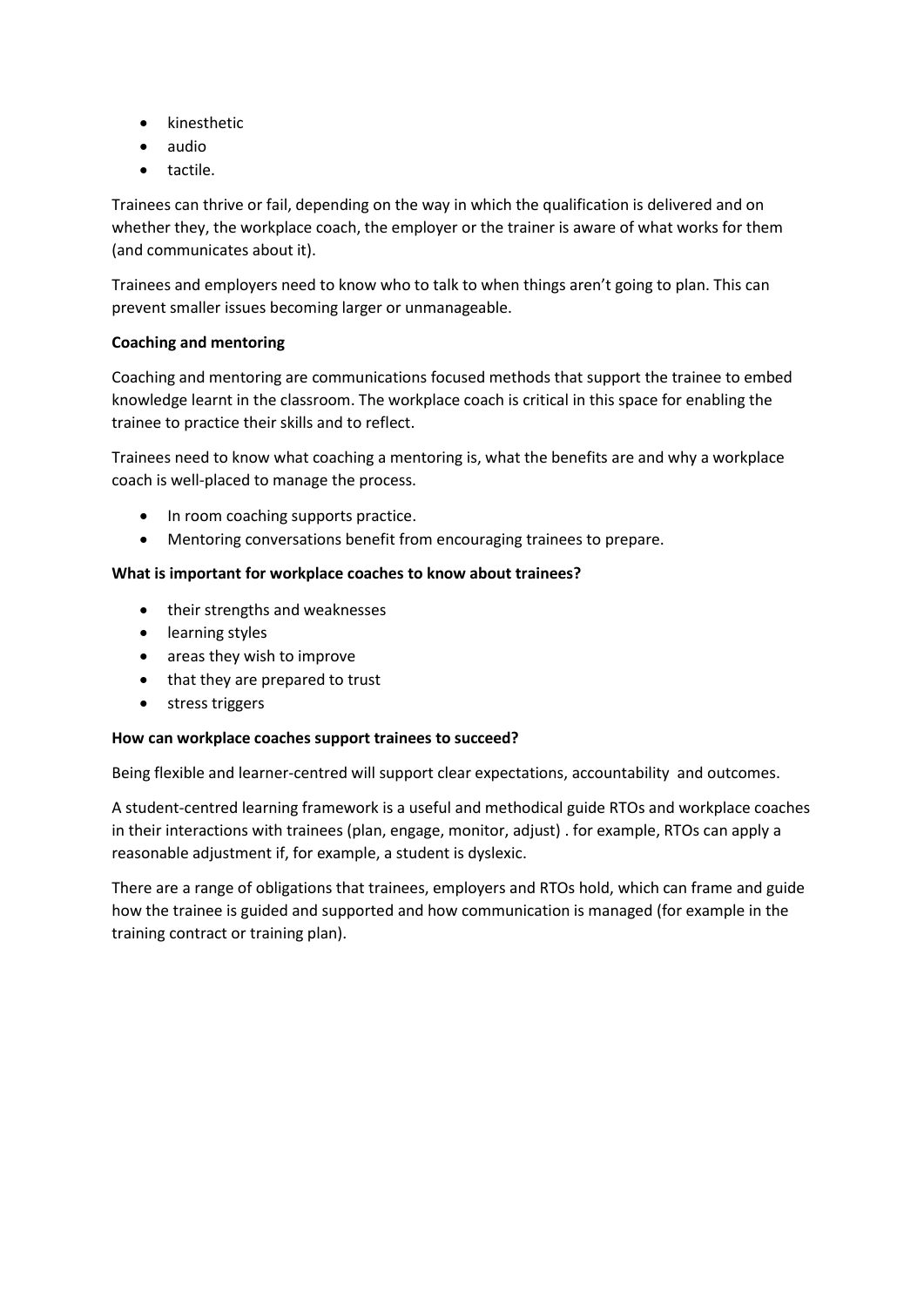- kinesthetic
- audio
- tactile.

Trainees can thrive or fail, depending on the way in which the qualification is delivered and on whether they, the workplace coach, the employer or the trainer is aware of what works for them (and communicates about it).

Trainees and employers need to know who to talk to when things aren't going to plan. This can prevent smaller issues becoming larger or unmanageable.

**Coaching and mentoring**

Coaching and mentoring are communications focused methods that support the trainee to embed knowledge learnt in the classroom. The workplace coach is critical in this space for enabling the trainee to practice their skills and to reflect.

Trainees need to know what coaching a mentoring is, what the benefits are and why a workplace coach is well-placed to manage the process.

- In room coaching supports practice.
- Mentoring conversations benefit from encouraging trainees to prepare.

**What is important for workplace coaches to know about trainees?**

- their strengths and weaknesses
- learning styles
- areas they wish to improve
- that they are prepared to trust
- stress triggers

**How can workplace coaches support trainees to succeed?**

Being flexible and learner-centred will support clear expectations, accountability and outcomes.

A student-centred learning framework is a useful and methodical guide RTOs and workplace coaches in their interactions with trainees (plan, engage, monitor, adjust) . for example, RTOs can apply a reasonable adjustment if, for example, a student is dyslexic.

There are a range of obligations that trainees, employers and RTOs hold, which can frame and guide how the trainee is guided and supported and how communication is managed (for example in the training contract or training plan).